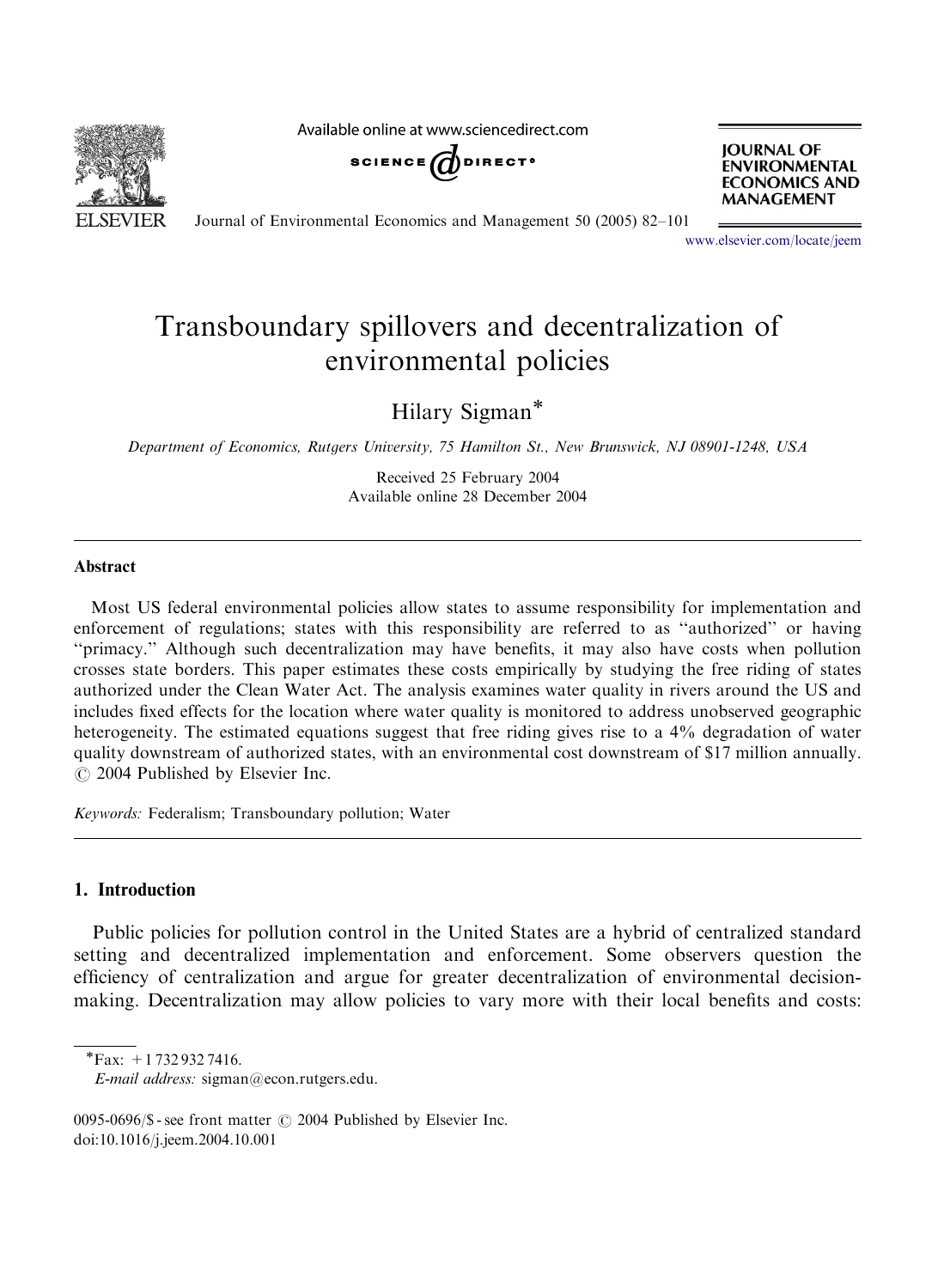# Transboundary spillovers and decentralization of environmental policies

Hilary Sigman*

*Department of Economics, Rutgers University, 75 Hamilton St., New Brunswick, NJ 08901-1248, USA*

Received 25 February 2004
Available online 28 December 2004

## Abstract

Most US federal environmental policies allow states to assume responsibility for implementation and enforcement of regulations; states with this responsibility are referred to as "authorized" or having "primacy." Although such decentralization may have benefits, it may also have costs when pollution crosses state borders. This paper estimates these costs empirically by studying the free riding of states authorized under the Clean Water Act. The analysis examines water quality in rivers around the US and includes fixed effects for the location where water quality is monitored to address unobserved geographic heterogeneity. The estimated equations suggest that free riding gives rise to a 4% degradation of water quality downstream of authorized states, with an environmental cost downstream of $17 million annually.
© 2004 Published by Elsevier Inc.

*Keywords:* Federalism; Transboundary pollution; Water

## 1. Introduction

Public policies for pollution control in the United States are a hybrid of centralized standard setting and decentralized implementation and enforcement. Some observers question the efficiency of centralization and argue for greater decentralization of environmental decision-making. Decentralization may allow policies to vary more with their local benefits and costs:

*Fax: +1 732 932 7416.
*E-mail address:* sigman@econ.rutgers.edu.

0095-0696/$ - see front matter © 2004 Published by Elsevier Inc.
doi:10.1016/j.jeem.2004.10.001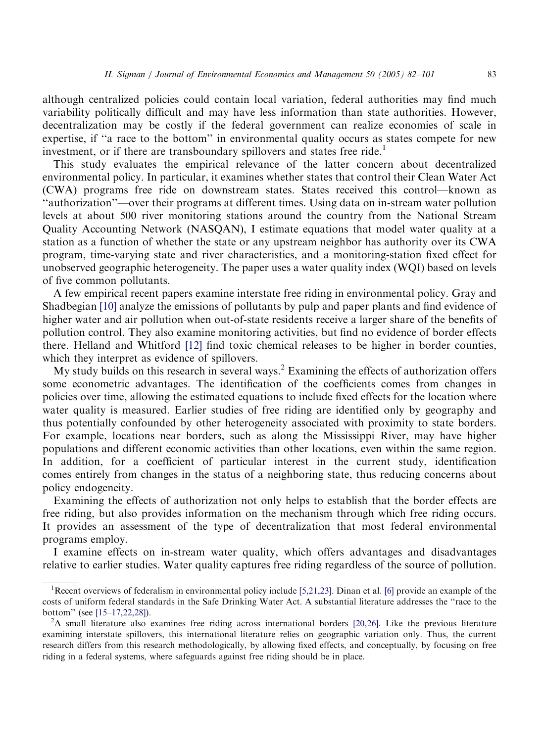although centralized policies could contain local variation, federal authorities may find much variability politically difficult and may have less information than state authorities. However, decentralization may be costly if the federal government can realize economies of scale in expertise, if "a race to the bottom" in environmental quality occurs as states compete for new investment, or if there are transboundary spillovers and states free ride.[1]

This study evaluates the empirical relevance of the latter concern about decentralized environmental policy. In particular, it examines whether states that control their Clean Water Act (CWA) programs free ride on downstream states. States received this control—known as "authorization"—over their programs at different times. Using data on in-stream water pollution levels at about 500 river monitoring stations around the country from the National Stream Quality Accounting Network (NASQAN), I estimate equations that model water quality at a station as a function of whether the state or any upstream neighbor has authority over its CWA program, time-varying state and river characteristics, and a monitoring-station fixed effect for unobserved geographic heterogeneity. The paper uses a water quality index (WQI) based on levels of five common pollutants.

A few empirical recent papers examine interstate free riding in environmental policy. Gray and Shadbegian [10] analyze the emissions of pollutants by pulp and paper plants and find evidence of higher water and air pollution when out-of-state residents receive a larger share of the benefits of pollution control. They also examine monitoring activities, but find no evidence of border effects there. Helland and Whitford [12] find toxic chemical releases to be higher in border counties, which they interpret as evidence of spillovers.

My study builds on this research in several ways.[2] Examining the effects of authorization offers some econometric advantages. The identification of the coefficients comes from changes in policies over time, allowing the estimated equations to include fixed effects for the location where water quality is measured. Earlier studies of free riding are identified only by geography and thus potentially confounded by other heterogeneity associated with proximity to state borders. For example, locations near borders, such as along the Mississippi River, may have higher populations and different economic activities than other locations, even within the same region. In addition, for a coefficient of particular interest in the current study, identification comes entirely from changes in the status of a neighboring state, thus reducing concerns about policy endogeneity.

Examining the effects of authorization not only helps to establish that the border effects are free riding, but also provides information on the mechanism through which free riding occurs. It provides an assessment of the type of decentralization that most federal environmental programs employ.

I examine effects on in-stream water quality, which offers advantages and disadvantages relative to earlier studies. Water quality captures free riding regardless of the source of pollution.

---

[1] Recent overviews of federalism in environmental policy include [5,21,23]. Dinan et al. [6] provide an example of the costs of uniform federal standards in the Safe Drinking Water Act. A substantial literature addresses the "race to the bottom" (see [15–17,22,28]).

[2] A small literature also examines free riding across international borders [20,26]. Like the previous literature examining interstate spillovers, this international literature relies on geographic variation only. Thus, the current research differs from this research methodologically, by allowing fixed effects, and conceptually, by focusing on free riding in a federal systems, where safeguards against free riding should be in place.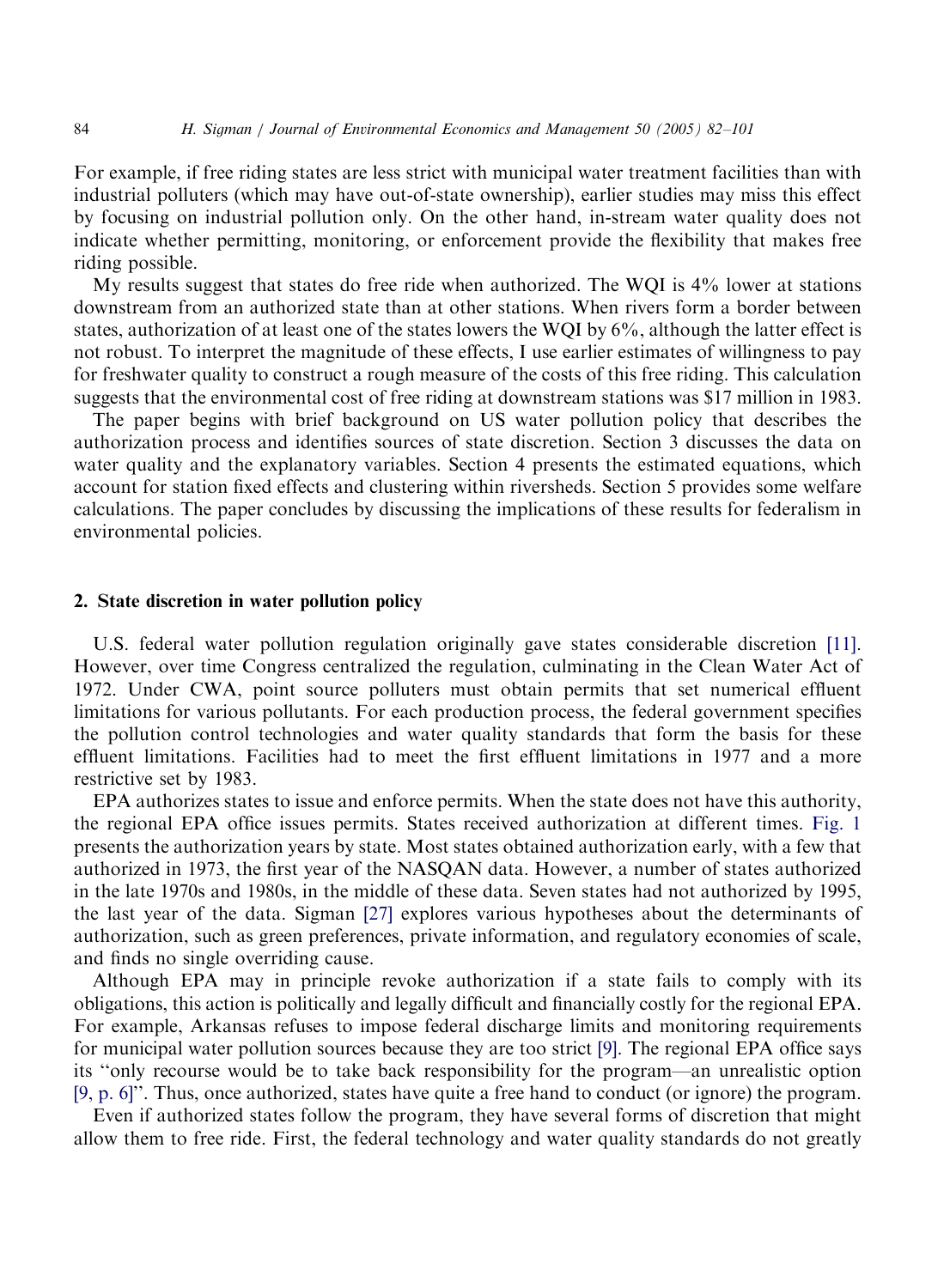For example, if free riding states are less strict with municipal water treatment facilities than with industrial polluters (which may have out-of-state ownership), earlier studies may miss this effect by focusing on industrial pollution only. On the other hand, in-stream water quality does not indicate whether permitting, monitoring, or enforcement provide the flexibility that makes free riding possible.

My results suggest that states do free ride when authorized. The WQI is 4% lower at stations downstream from an authorized state than at other stations. When rivers form a border between states, authorization of at least one of the states lowers the WQI by 6%, although the latter effect is not robust. To interpret the magnitude of these effects, I use earlier estimates of willingness to pay for freshwater quality to construct a rough measure of the costs of this free riding. This calculation suggests that the environmental cost of free riding at downstream stations was $17 million in 1983.

The paper begins with brief background on US water pollution policy that describes the authorization process and identifies sources of state discretion. Section 3 discusses the data on water quality and the explanatory variables. Section 4 presents the estimated equations, which account for station fixed effects and clustering within riversheds. Section 5 provides some welfare calculations. The paper concludes by discussing the implications of these results for federalism in environmental policies.

## 2. State discretion in water pollution policy

U.S. federal water pollution regulation originally gave states considerable discretion [11]. However, over time Congress centralized the regulation, culminating in the Clean Water Act of 1972. Under CWA, point source polluters must obtain permits that set numerical effluent limitations for various pollutants. For each production process, the federal government specifies the pollution control technologies and water quality standards that form the basis for these effluent limitations. Facilities had to meet the first effluent limitations in 1977 and a more restrictive set by 1983.

EPA authorizes states to issue and enforce permits. When the state does not have this authority, the regional EPA office issues permits. States received authorization at different times. Fig. 1 presents the authorization years by state. Most states obtained authorization early, with a few that authorized in 1973, the first year of the NASQAN data. However, a number of states authorized in the late 1970s and 1980s, in the middle of these data. Seven states had not authorized by 1995, the last year of the data. Sigman [27] explores various hypotheses about the determinants of authorization, such as green preferences, private information, and regulatory economies of scale, and finds no single overriding cause.

Although EPA may in principle revoke authorization if a state fails to comply with its obligations, this action is politically and legally difficult and financially costly for the regional EPA. For example, Arkansas refuses to impose federal discharge limits and monitoring requirements for municipal water pollution sources because they are too strict [9]. The regional EPA office says its "only recourse would be to take back responsibility for the program—an unrealistic option [9, p. 6]". Thus, once authorized, states have quite a free hand to conduct (or ignore) the program.

Even if authorized states follow the program, they have several forms of discretion that might allow them to free ride. First, the federal technology and water quality standards do not greatly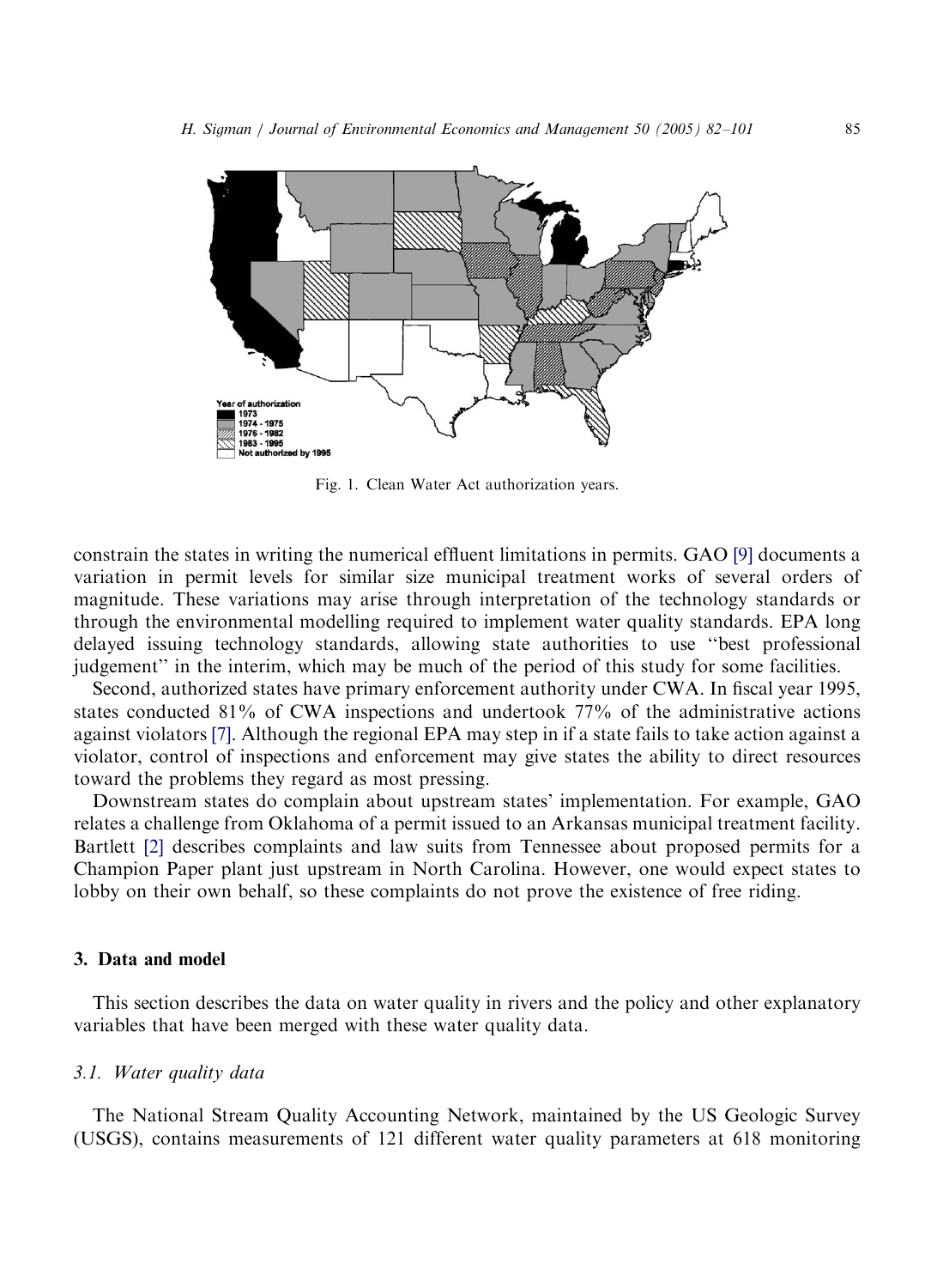Fig. 1. Clean Water Act authorization years.

constrain the states in writing the numerical effluent limitations in permits. GAO [9] documents a variation in permit levels for similar size municipal treatment works of several orders of magnitude. These variations may arise through interpretation of the technology standards or through the environmental modelling required to implement water quality standards. EPA long delayed issuing technology standards, allowing state authorities to use "best professional judgement" in the interim, which may be much of the period of this study for some facilities.

Second, authorized states have primary enforcement authority under CWA. In fiscal year 1995, states conducted 81% of CWA inspections and undertook 77% of the administrative actions against violators [7]. Although the regional EPA may step in if a state fails to take action against a violator, control of inspections and enforcement may give states the ability to direct resources toward the problems they regard as most pressing.

Downstream states do complain about upstream states' implementation. For example, GAO relates a challenge from Oklahoma of a permit issued to an Arkansas municipal treatment facility. Bartlett [2] describes complaints and law suits from Tennessee about proposed permits for a Champion Paper plant just upstream in North Carolina. However, one would expect states to lobby on their own behalf, so these complaints do not prove the existence of free riding.

## 3. Data and model

This section describes the data on water quality in rivers and the policy and other explanatory variables that have been merged with these water quality data.

### 3.1. Water quality data

The National Stream Quality Accounting Network, maintained by the US Geologic Survey (USGS), contains measurements of 121 different water quality parameters at 618 monitoring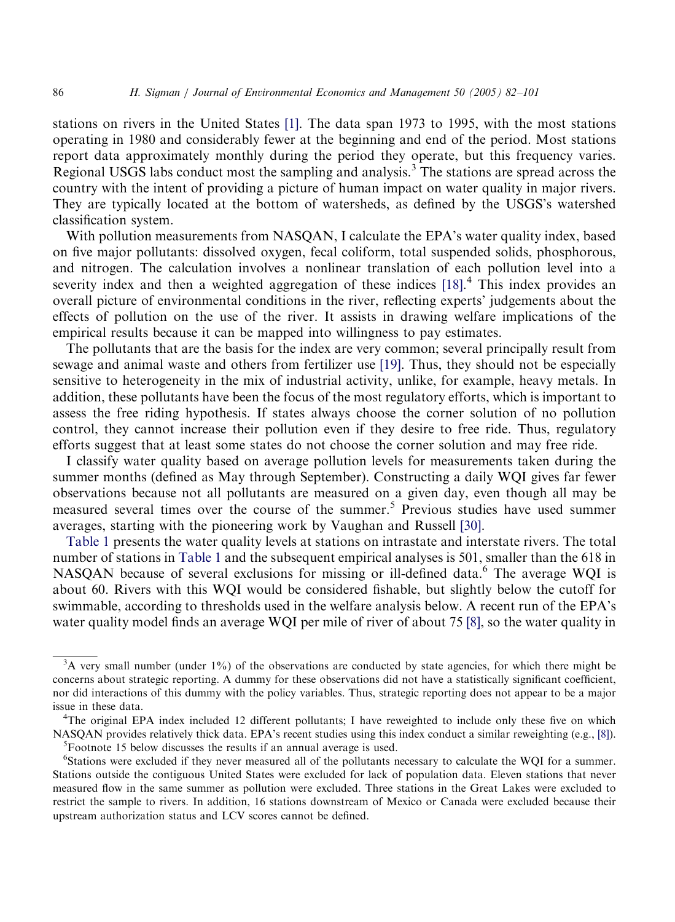stations on rivers in the United States [1]. The data span 1973 to 1995, with the most stations operating in 1980 and considerably fewer at the beginning and end of the period. Most stations report data approximately monthly during the period they operate, but this frequency varies. Regional USGS labs conduct most the sampling and analysis.[3] The stations are spread across the country with the intent of providing a picture of human impact on water quality in major rivers. They are typically located at the bottom of watersheds, as defined by the USGS's watershed classification system.

With pollution measurements from NASQAN, I calculate the EPA's water quality index, based on five major pollutants: dissolved oxygen, fecal coliform, total suspended solids, phosphorous, and nitrogen. The calculation involves a nonlinear translation of each pollution level into a severity index and then a weighted aggregation of these indices [18].[4] This index provides an overall picture of environmental conditions in the river, reflecting experts' judgements about the effects of pollution on the use of the river. It assists in drawing welfare implications of the empirical results because it can be mapped into willingness to pay estimates.

The pollutants that are the basis for the index are very common; several principally result from sewage and animal waste and others from fertilizer use [19]. Thus, they should not be especially sensitive to heterogeneity in the mix of industrial activity, unlike, for example, heavy metals. In addition, these pollutants have been the focus of the most regulatory efforts, which is important to assess the free riding hypothesis. If states always choose the corner solution of no pollution control, they cannot increase their pollution even if they desire to free ride. Thus, regulatory efforts suggest that at least some states do not choose the corner solution and may free ride.

I classify water quality based on average pollution levels for measurements taken during the summer months (defined as May through September). Constructing a daily WQI gives far fewer observations because not all pollutants are measured on a given day, even though all may be measured several times over the course of the summer.[5] Previous studies have used summer averages, starting with the pioneering work by Vaughan and Russell [30].

Table 1 presents the water quality levels at stations on intrastate and interstate rivers. The total number of stations in Table 1 and the subsequent empirical analyses is 501, smaller than the 618 in NASQAN because of several exclusions for missing or ill-defined data.[6] The average WQI is about 60. Rivers with this WQI would be considered fishable, but slightly below the cutoff for swimmable, according to thresholds used in the welfare analysis below. A recent run of the EPA's water quality model finds an average WQI per mile of river of about 75 [8], so the water quality in

---

[3] A very small number (under 1%) of the observations are conducted by state agencies, for which there might be concerns about strategic reporting. A dummy for these observations did not have a statistically significant coefficient, nor did interactions of this dummy with the policy variables. Thus, strategic reporting does not appear to be a major issue in these data.

[4] The original EPA index included 12 different pollutants; I have reweighted to include only these five on which NASQAN provides relatively thick data. EPA's recent studies using this index conduct a similar reweighting (e.g., [8]).

[5] Footnote 15 below discusses the results if an annual average is used.

[6] Stations were excluded if they never measured all of the pollutants necessary to calculate the WQI for a summer. Stations outside the contiguous United States were excluded for lack of population data. Eleven stations that never measured flow in the same summer as pollution were excluded. Three stations in the Great Lakes were excluded to restrict the sample to rivers. In addition, 16 stations downstream of Mexico or Canada were excluded because their upstream authorization status and LCV scores cannot be defined.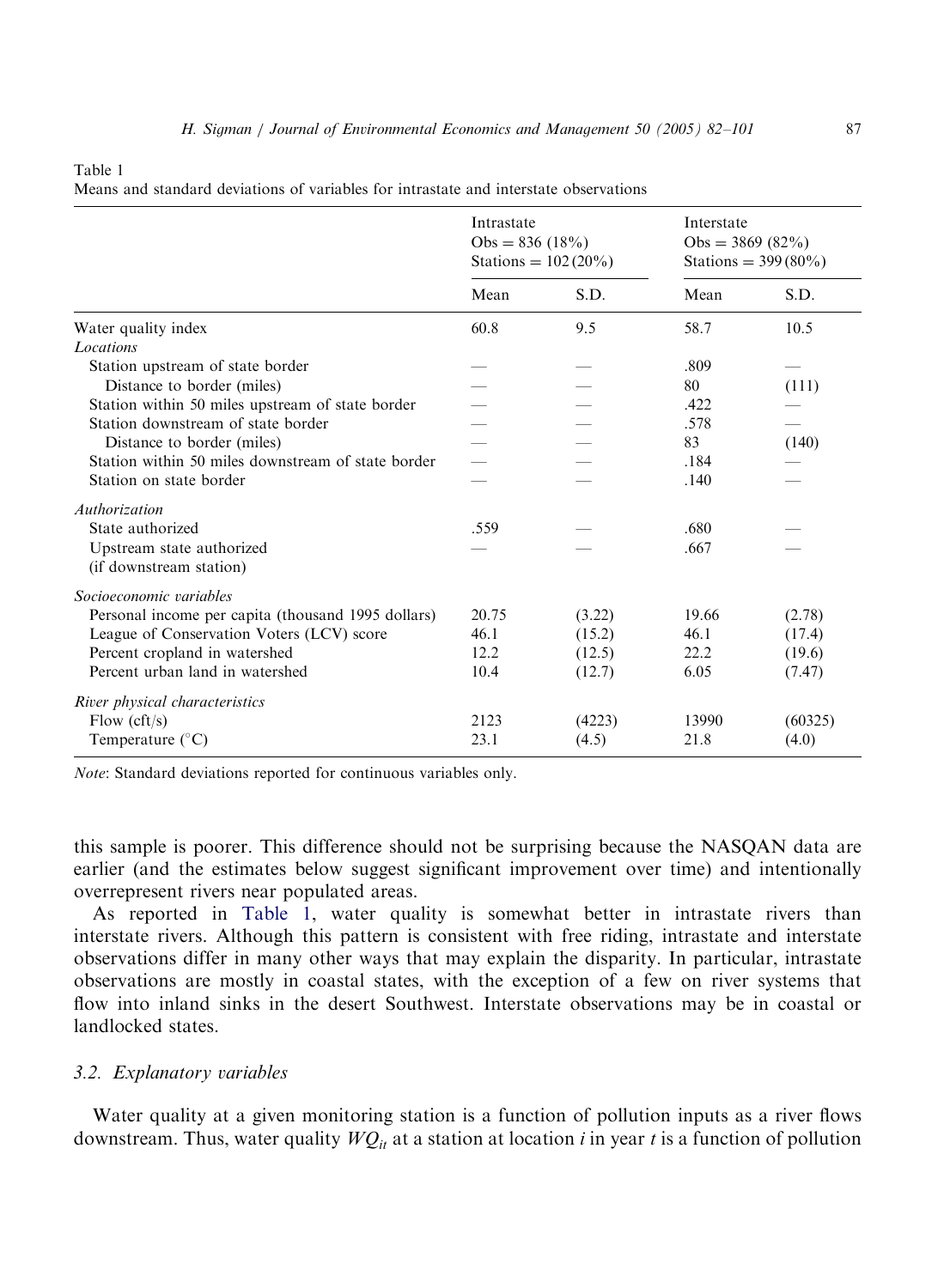Table 1
Means and standard deviations of variables for intrastate and interstate observations

| | Intrastate Obs = 836 (18%) Stations = 102 (20%) | | Interstate Obs = 3869 (82%) Stations = 399 (80%) | |
|---|---|---|---|---|
| | Mean | S.D. | Mean | S.D. |
| Water quality index | 60.8 | 9.5 | 58.7 | 10.5 |
| *Locations* | | | | |
| Station upstream of state border | — | — | .809 | — |
| Distance to border (miles) | — | — | 80 | (111) |
| Station within 50 miles upstream of state border | — | — | .422 | — |
| Station downstream of state border | — | — | .578 | — |
| Distance to border (miles) | — | — | 83 | (140) |
| Station within 50 miles downstream of state border | — | — | .184 | — |
| Station on state border | — | — | .140 | — |
| *Authorization* | | | | |
| State authorized | .559 | — | .680 | — |
| Upstream state authorized (if downstream station) | — | — | .667 | — |
| *Socioeconomic variables* | | | | |
| Personal income per capita (thousand 1995 dollars) | 20.75 | (3.22) | 19.66 | (2.78) |
| League of Conservation Voters (LCV) score | 46.1 | (15.2) | 46.1 | (17.4) |
| Percent cropland in watershed | 12.2 | (12.5) | 22.2 | (19.6) |
| Percent urban land in watershed | 10.4 | (12.7) | 6.05 | (7.47) |
| *River physical characteristics* | | | | |
| Flow (cft/s) | 2123 | (4223) | 13990 | (60325) |
| Temperature (°C) | 23.1 | (4.5) | 21.8 | (4.0) |

*Note*: Standard deviations reported for continuous variables only.

this sample is poorer. This difference should not be surprising because the NASQAN data are earlier (and the estimates below suggest significant improvement over time) and intentionally overrepresent rivers near populated areas.

As reported in Table 1, water quality is somewhat better in intrastate rivers than interstate rivers. Although this pattern is consistent with free riding, intrastate and interstate observations differ in many other ways that may explain the disparity. In particular, intrastate observations are mostly in coastal states, with the exception of a few on river systems that flow into inland sinks in the desert Southwest. Interstate observations may be in coastal or landlocked states.

### 3.2. Explanatory variables

Water quality at a given monitoring station is a function of pollution inputs as a river flows downstream. Thus, water quality $WQ_{it}$ at a station at location $i$ in year $t$ is a function of pollution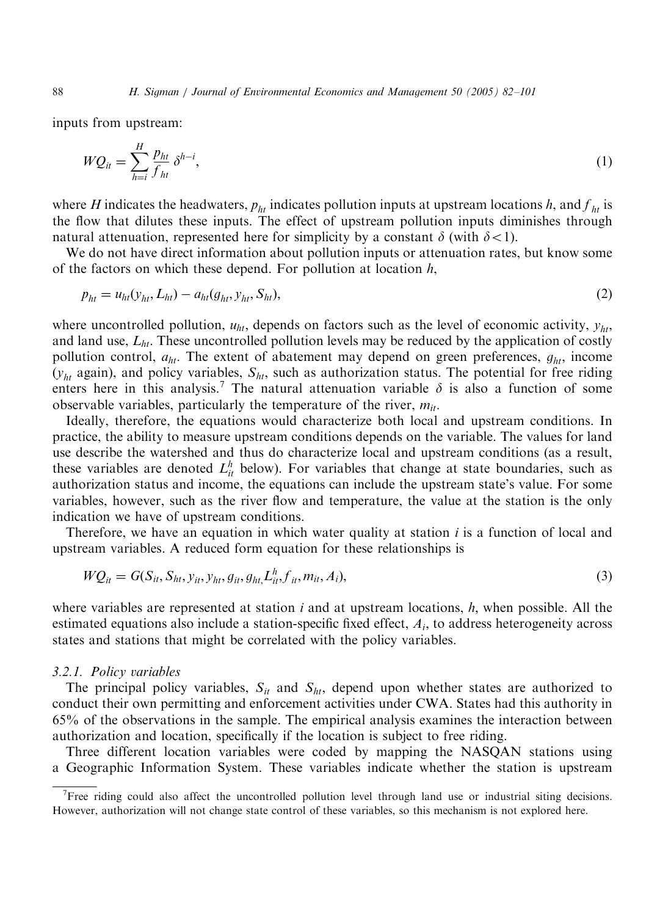inputs from upstream:

$$WQ_{it} = \sum_{h=i}^{H} \frac{p_{ht}}{f_{ht}} \delta^{h-i}, \tag{1}$$

where $H$ indicates the headwaters, $p_{ht}$ indicates pollution inputs at upstream locations $h$, and $f_{ht}$ is the flow that dilutes these inputs. The effect of upstream pollution inputs diminishes through natural attenuation, represented here for simplicity by a constant $\delta$ (with $\delta < 1$).

We do not have direct information about pollution inputs or attenuation rates, but know some of the factors on which these depend. For pollution at location $h$,

$$p_{ht} = u_{ht}(y_{ht}, L_{ht}) - a_{ht}(g_{ht}, y_{ht}, S_{ht}), \tag{2}$$

where uncontrolled pollution, $u_{ht}$, depends on factors such as the level of economic activity, $y_{ht}$, and land use, $L_{ht}$. These uncontrolled pollution levels may be reduced by the application of costly pollution control, $a_{ht}$. The extent of abatement may depend on green preferences, $g_{ht}$, income ($y_{ht}$ again), and policy variables, $S_{ht}$, such as authorization status. The potential for free riding enters here in this analysis.[7] The natural attenuation variable $\delta$ is also a function of some observable variables, particularly the temperature of the river, $m_{it}$.

Ideally, therefore, the equations would characterize both local and upstream conditions. In practice, the ability to measure upstream conditions depends on the variable. The values for land use describe the watershed and thus do characterize local and upstream conditions (as a result, these variables are denoted $L_{it}^{h}$ below). For variables that change at state boundaries, such as authorization status and income, the equations can include the upstream state's value. For some variables, however, such as the river flow and temperature, the value at the station is the only indication we have of upstream conditions.

Therefore, we have an equation in which water quality at station $i$ is a function of local and upstream variables. A reduced form equation for these relationships is

$$WQ_{it} = G(S_{it}, S_{ht}, y_{it}, y_{ht}, g_{it}, g_{ht}, L_{it}^{h}, f_{it}, m_{it}, A_i), \tag{3}$$

where variables are represented at station $i$ and at upstream locations, $h$, when possible. All the estimated equations also include a station-specific fixed effect, $A_i$, to address heterogeneity across states and stations that might be correlated with the policy variables.

#### 3.2.1. Policy variables

The principal policy variables, $S_{it}$ and $S_{ht}$, depend upon whether states are authorized to conduct their own permitting and enforcement activities under CWA. States had this authority in 65% of the observations in the sample. The empirical analysis examines the interaction between authorization and location, specifically if the location is subject to free riding.

Three different location variables were coded by mapping the NASQAN stations using a Geographic Information System. These variables indicate whether the station is upstream

[7] Free riding could also affect the uncontrolled pollution level through land use or industrial siting decisions. However, authorization will not change state control of these variables, so this mechanism is not explored here.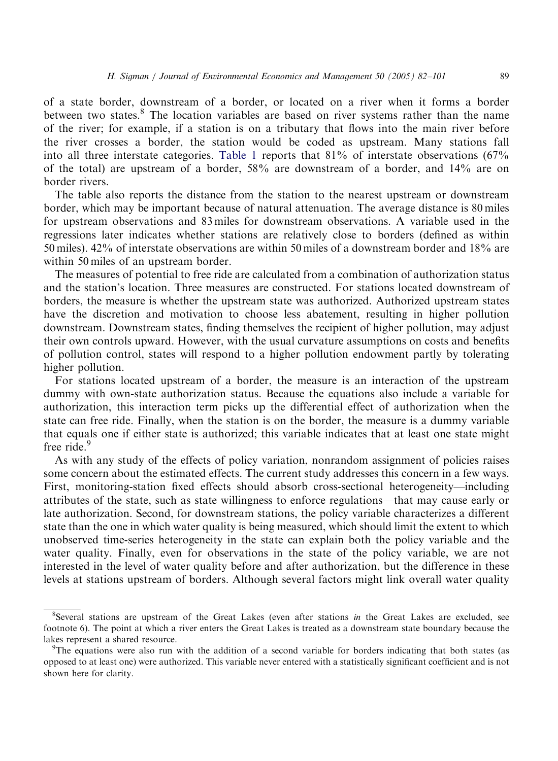of a state border, downstream of a border, or located on a river when it forms a border between two states.[8] The location variables are based on river systems rather than the name of the river; for example, if a station is on a tributary that flows into the main river before the river crosses a border, the station would be coded as upstream. Many stations fall into all three interstate categories. Table 1 reports that 81% of interstate observations (67% of the total) are upstream of a border, 58% are downstream of a border, and 14% are on border rivers.

The table also reports the distance from the station to the nearest upstream or downstream border, which may be important because of natural attenuation. The average distance is 80 miles for upstream observations and 83 miles for downstream observations. A variable used in the regressions later indicates whether stations are relatively close to borders (defined as within 50 miles). 42% of interstate observations are within 50 miles of a downstream border and 18% are within 50 miles of an upstream border.

The measures of potential to free ride are calculated from a combination of authorization status and the station's location. Three measures are constructed. For stations located downstream of borders, the measure is whether the upstream state was authorized. Authorized upstream states have the discretion and motivation to choose less abatement, resulting in higher pollution downstream. Downstream states, finding themselves the recipient of higher pollution, may adjust their own controls upward. However, with the usual curvature assumptions on costs and benefits of pollution control, states will respond to a higher pollution endowment partly by tolerating higher pollution.

For stations located upstream of a border, the measure is an interaction of the upstream dummy with own-state authorization status. Because the equations also include a variable for authorization, this interaction term picks up the differential effect of authorization when the state can free ride. Finally, when the station is on the border, the measure is a dummy variable that equals one if either state is authorized; this variable indicates that at least one state might free ride.[9]

As with any study of the effects of policy variation, nonrandom assignment of policies raises some concern about the estimated effects. The current study addresses this concern in a few ways. First, monitoring-station fixed effects should absorb cross-sectional heterogeneity—including attributes of the state, such as state willingness to enforce regulations—that may cause early or late authorization. Second, for downstream stations, the policy variable characterizes a different state than the one in which water quality is being measured, which should limit the extent to which unobserved time-series heterogeneity in the state can explain both the policy variable and the water quality. Finally, even for observations in the state of the policy variable, we are not interested in the level of water quality before and after authorization, but the difference in these levels at stations upstream of borders. Although several factors might link overall water quality

[8] Several stations are upstream of the Great Lakes (even after stations *in* the Great Lakes are excluded, see footnote 6). The point at which a river enters the Great Lakes is treated as a downstream state boundary because the lakes represent a shared resource.

[9] The equations were also run with the addition of a second variable for borders indicating that both states (as opposed to at least one) were authorized. This variable never entered with a statistically significant coefficient and is not shown here for clarity.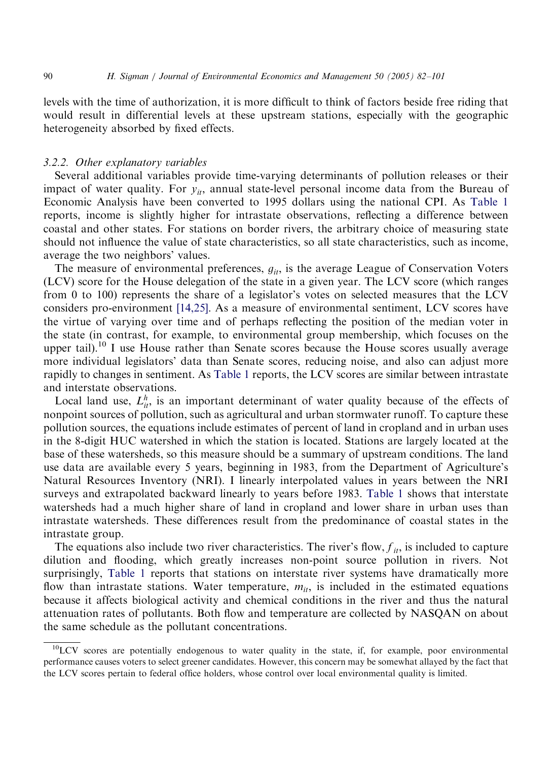levels with the time of authorization, it is more difficult to think of factors beside free riding that would result in differential levels at these upstream stations, especially with the geographic heterogeneity absorbed by fixed effects.

### 3.2.2. Other explanatory variables

Several additional variables provide time-varying determinants of pollution releases or their impact of water quality. For $y_{it}$, annual state-level personal income data from the Bureau of Economic Analysis have been converted to 1995 dollars using the national CPI. As Table 1 reports, income is slightly higher for intrastate observations, reflecting a difference between coastal and other states. For stations on border rivers, the arbitrary choice of measuring state should not influence the value of state characteristics, so all state characteristics, such as income, average the two neighbors' values.

The measure of environmental preferences, $g_{it}$, is the average League of Conservation Voters (LCV) score for the House delegation of the state in a given year. The LCV score (which ranges from 0 to 100) represents the share of a legislator's votes on selected measures that the LCV considers pro-environment [14,25]. As a measure of environmental sentiment, LCV scores have the virtue of varying over time and of perhaps reflecting the position of the median voter in the state (in contrast, for example, to environmental group membership, which focuses on the upper tail).[10] I use House rather than Senate scores because the House scores usually average more individual legislators' data than Senate scores, reducing noise, and also can adjust more rapidly to changes in sentiment. As Table 1 reports, the LCV scores are similar between intrastate and interstate observations.

Local land use, $L_{it}^{h}$, is an important determinant of water quality because of the effects of nonpoint sources of pollution, such as agricultural and urban stormwater runoff. To capture these pollution sources, the equations include estimates of percent of land in cropland and in urban uses in the 8-digit HUC watershed in which the station is located. Stations are largely located at the base of these watersheds, so this measure should be a summary of upstream conditions. The land use data are available every 5 years, beginning in 1983, from the Department of Agriculture's Natural Resources Inventory (NRI). I linearly interpolated values in years between the NRI surveys and extrapolated backward linearly to years before 1983. Table 1 shows that interstate watersheds had a much higher share of land in cropland and lower share in urban uses than intrastate watersheds. These differences result from the predominance of coastal states in the intrastate group.

The equations also include two river characteristics. The river's flow, $f_{it}$, is included to capture dilution and flooding, which greatly increases non-point source pollution in rivers. Not surprisingly, Table 1 reports that stations on interstate river systems have dramatically more flow than intrastate stations. Water temperature, $m_{it}$, is included in the estimated equations because it affects biological activity and chemical conditions in the river and thus the natural attenuation rates of pollutants. Both flow and temperature are collected by NASQAN on about the same schedule as the pollutant concentrations.

[10] LCV scores are potentially endogenous to water quality in the state, if, for example, poor environmental performance causes voters to select greener candidates. However, this concern may be somewhat allayed by the fact that the LCV scores pertain to federal office holders, whose control over local environmental quality is limited.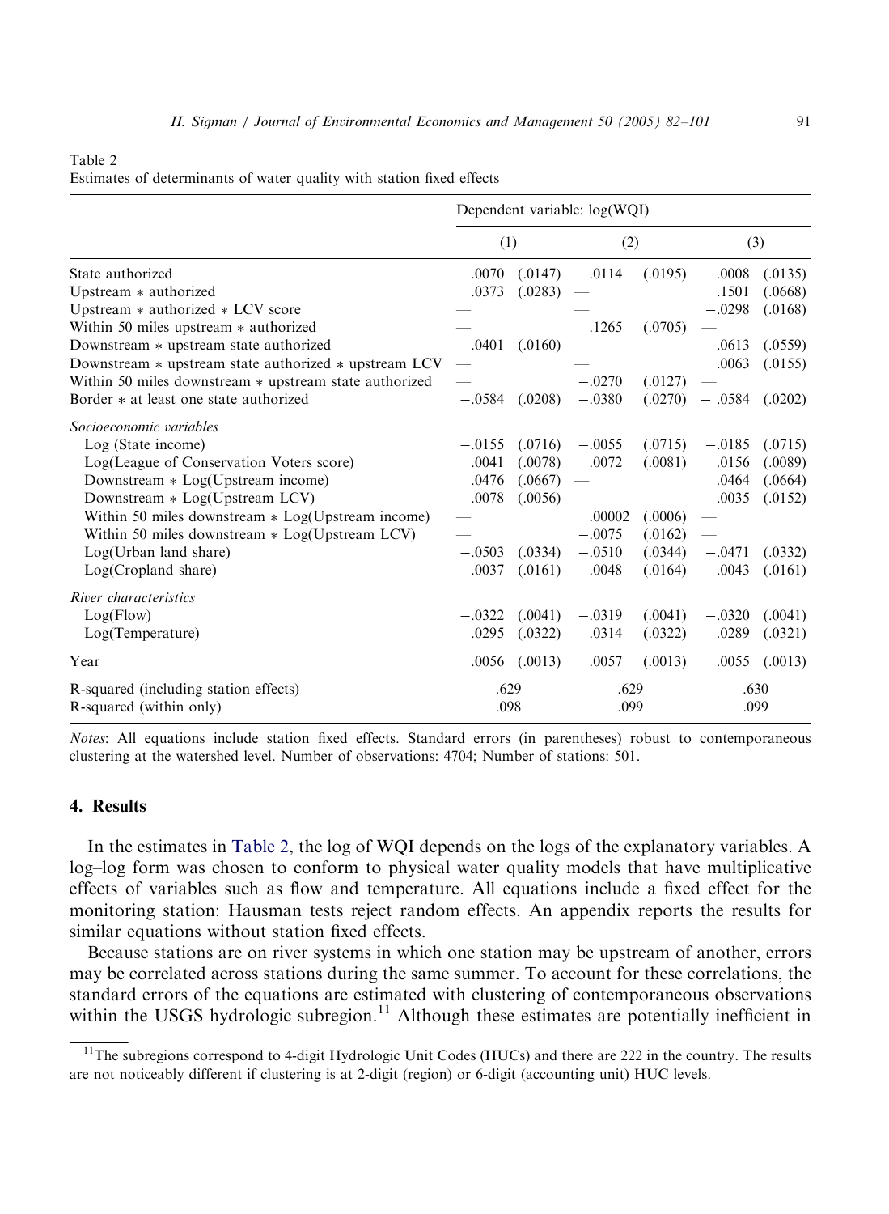Table 2
Estimates of determinants of water quality with station fixed effects

| | Dependent variable: log(WQI) | | | | | |
|---|---|---|---|---|---|---|
| | (1) | | (2) | | (3) | |
| State authorized | .0070 | (.0147) | .0114 | (.0195) | .0008 | (.0135) |
| Upstream * authorized | .0373 | (.0283) | — | | .1501 | (.0668) |
| Upstream * authorized * LCV score | — | | — | | −.0298 | (.0168) |
| Within 50 miles upstream * authorized | — | | .1265 | (.0705) | — | |
| Downstream * upstream state authorized | −.0401 | (.0160) | — | | −.0613 | (.0559) |
| Downstream * upstream state authorized * upstream LCV | — | | — | | .0063 | (.0155) |
| Within 50 miles downstream * upstream state authorized | — | | −.0270 | (.0127) | — | |
| Border * at least one state authorized | −.0584 | (.0208) | −.0380 | (.0270) | −.0584 | (.0202) |
| *Socioeconomic variables* | | | | | | |
| Log (State income) | −.0155 | (.0716) | −.0055 | (.0715) | −.0185 | (.0715) |
| Log(League of Conservation Voters score) | .0041 | (.0078) | .0072 | (.0081) | .0156 | (.0089) |
| Downstream * Log(Upstream income) | .0476 | (.0667) | — | | .0464 | (.0664) |
| Downstream * Log(Upstream LCV) | .0078 | (.0056) | — | | .0035 | (.0152) |
| Within 50 miles downstream * Log(Upstream income) | — | | .00002 | (.0006) | — | |
| Within 50 miles downstream * Log(Upstream LCV) | — | | −.0075 | (.0162) | — | |
| Log(Urban land share) | −.0503 | (.0334) | −.0510 | (.0344) | −.0471 | (.0332) |
| Log(Cropland share) | −.0037 | (.0161) | −.0048 | (.0164) | −.0043 | (.0161) |
| *River characteristics* | | | | | | |
| Log(Flow) | −.0322 | (.0041) | −.0319 | (.0041) | −.0320 | (.0041) |
| Log(Temperature) | .0295 | (.0322) | .0314 | (.0322) | .0289 | (.0321) |
| Year | .0056 | (.0013) | .0057 | (.0013) | .0055 | (.0013) |
| R-squared (including station effects) | .629 | | .629 | | .630 | |
| R-squared (within only) | .098 | | .099 | | .099 | |

*Notes*: All equations include station fixed effects. Standard errors (in parentheses) robust to contemporaneous clustering at the watershed level. Number of observations: 4704; Number of stations: 501.

## 4. Results

In the estimates in Table 2, the log of WQI depends on the logs of the explanatory variables. A log–log form was chosen to conform to physical water quality models that have multiplicative effects of variables such as flow and temperature. All equations include a fixed effect for the monitoring station: Hausman tests reject random effects. An appendix reports the results for similar equations without station fixed effects.

Because stations are on river systems in which one station may be upstream of another, errors may be correlated across stations during the same summer. To account for these correlations, the standard errors of the equations are estimated with clustering of contemporaneous observations within the USGS hydrologic subregion.[11] Although these estimates are potentially inefficient in

[11] The subregions correspond to 4-digit Hydrologic Unit Codes (HUCs) and there are 222 in the country. The results are not noticeably different if clustering is at 2-digit (region) or 6-digit (accounting unit) HUC levels.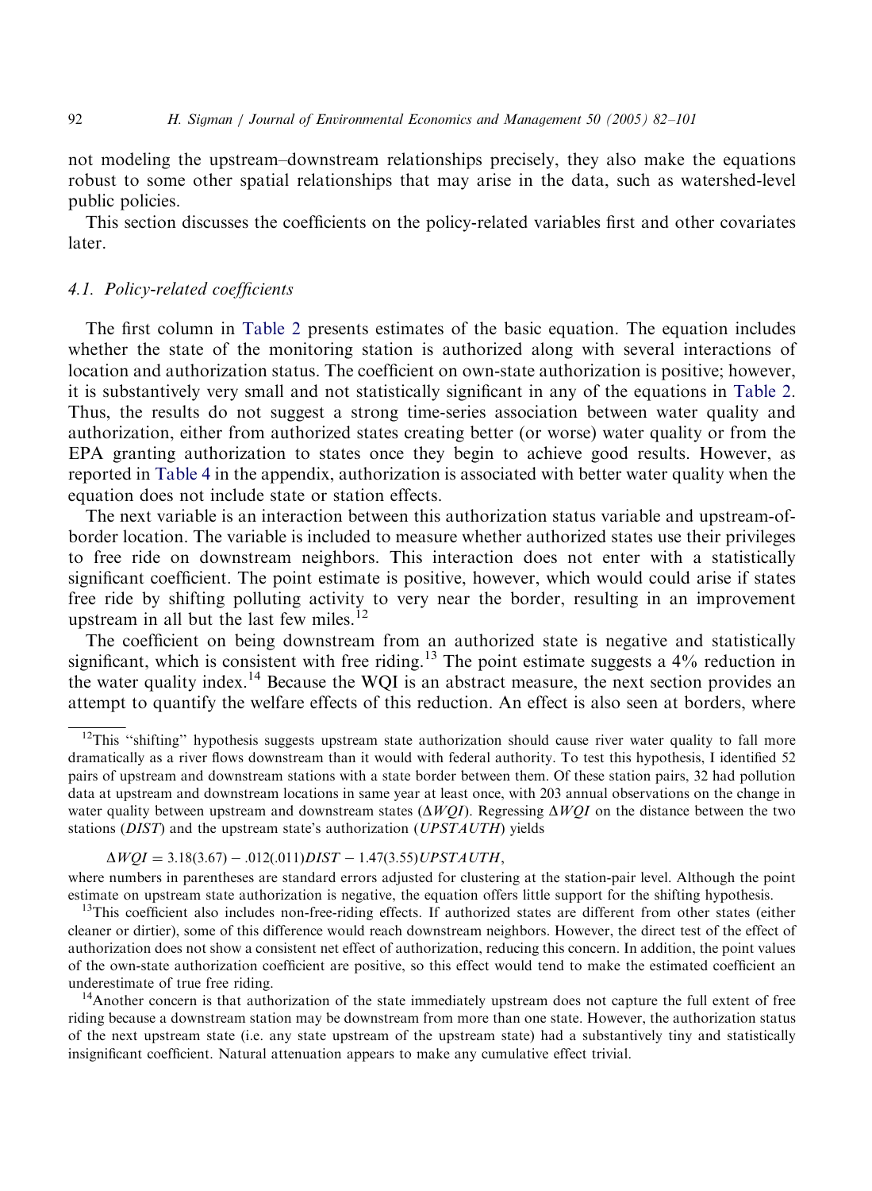not modeling the upstream–downstream relationships precisely, they also make the equations robust to some other spatial relationships that may arise in the data, such as watershed-level public policies.

This section discusses the coefficients on the policy-related variables first and other covariates later.

### 4.1. Policy-related coefficients

The first column in Table 2 presents estimates of the basic equation. The equation includes whether the state of the monitoring station is authorized along with several interactions of location and authorization status. The coefficient on own-state authorization is positive; however, it is substantively very small and not statistically significant in any of the equations in Table 2. Thus, the results do not suggest a strong time-series association between water quality and authorization, either from authorized states creating better (or worse) water quality or from the EPA granting authorization to states once they begin to achieve good results. However, as reported in Table 4 in the appendix, authorization is associated with better water quality when the equation does not include state or station effects.

The next variable is an interaction between this authorization status variable and upstream-of-border location. The variable is included to measure whether authorized states use their privileges to free ride on downstream neighbors. This interaction does not enter with a statistically significant coefficient. The point estimate is positive, however, which would could arise if states free ride by shifting polluting activity to very near the border, resulting in an improvement upstream in all but the last few miles.[12]

The coefficient on being downstream from an authorized state is negative and statistically significant, which is consistent with free riding.[13] The point estimate suggests a 4% reduction in the water quality index.[14] Because the WQI is an abstract measure, the next section provides an attempt to quantify the welfare effects of this reduction. An effect is also seen at borders, where

---

[12]This "shifting" hypothesis suggests upstream state authorization should cause river water quality to fall more dramatically as a river flows downstream than it would with federal authority. To test this hypothesis, I identified 52 pairs of upstream and downstream stations with a state border between them. Of these station pairs, 32 had pollution data at upstream and downstream locations in same year at least once, with 203 annual observations on the change in water quality between upstream and downstream states ($\Delta WQI$). Regressing $\Delta WQI$ on the distance between the two stations ($DIST$) and the upstream state's authorization ($UPSTAUTH$) yields

$$\Delta WQI = 3.18(3.67) - .012(.011)DIST - 1.47(3.55)UPSTAUTH,$$

where numbers in parentheses are standard errors adjusted for clustering at the station-pair level. Although the point estimate on upstream state authorization is negative, the equation offers little support for the shifting hypothesis.

[13]This coefficient also includes non-free-riding effects. If authorized states are different from other states (either cleaner or dirtier), some of this difference would reach downstream neighbors. However, the direct test of the effect of authorization does not show a consistent net effect of authorization, reducing this concern. In addition, the point values of the own-state authorization coefficient are positive, so this effect would tend to make the estimated coefficient an underestimate of true free riding.

[14]Another concern is that authorization of the state immediately upstream does not capture the full extent of free riding because a downstream station may be downstream from more than one state. However, the authorization status of the next upstream state (i.e. any state upstream of the upstream state) had a substantively tiny and statistically insignificant coefficient. Natural attenuation appears to make any cumulative effect trivial.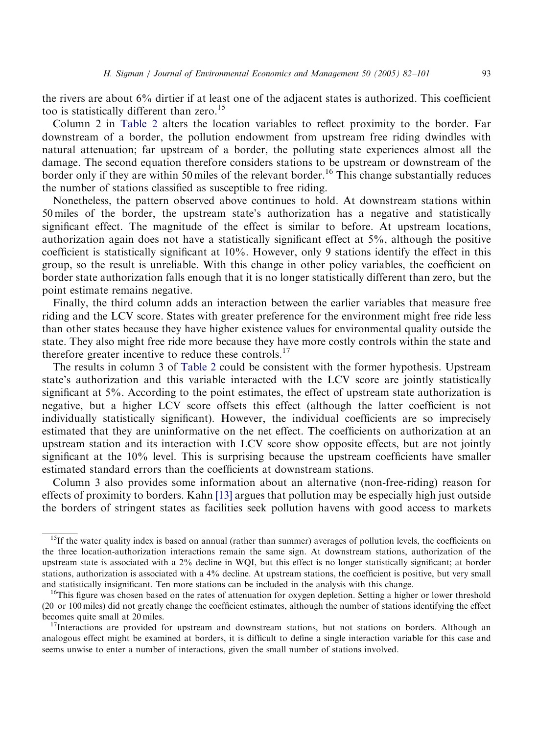the rivers are about 6% dirtier if at least one of the adjacent states is authorized. This coefficient too is statistically different than zero.[15]

Column 2 in Table 2 alters the location variables to reflect proximity to the border. Far downstream of a border, the pollution endowment from upstream free riding dwindles with natural attenuation; far upstream of a border, the polluting state experiences almost all the damage. The second equation therefore considers stations to be upstream or downstream of the border only if they are within 50 miles of the relevant border.[16] This change substantially reduces the number of stations classified as susceptible to free riding.

Nonetheless, the pattern observed above continues to hold. At downstream stations within 50 miles of the border, the upstream state's authorization has a negative and statistically significant effect. The magnitude of the effect is similar to before. At upstream locations, authorization again does not have a statistically significant effect at 5%, although the positive coefficient is statistically significant at 10%. However, only 9 stations identify the effect in this group, so the result is unreliable. With this change in other policy variables, the coefficient on border state authorization falls enough that it is no longer statistically different than zero, but the point estimate remains negative.

Finally, the third column adds an interaction between the earlier variables that measure free riding and the LCV score. States with greater preference for the environment might free ride less than other states because they have higher existence values for environmental quality outside the state. They also might free ride more because they have more costly controls within the state and therefore greater incentive to reduce these controls.[17]

The results in column 3 of Table 2 could be consistent with the former hypothesis. Upstream state's authorization and this variable interacted with the LCV score are jointly statistically significant at 5%. According to the point estimates, the effect of upstream state authorization is negative, but a higher LCV score offsets this effect (although the latter coefficient is not individually statistically significant). However, the individual coefficients are so imprecisely estimated that they are uninformative on the net effect. The coefficients on authorization at an upstream station and its interaction with LCV score show opposite effects, but are not jointly significant at the 10% level. This is surprising because the upstream coefficients have smaller estimated standard errors than the coefficients at downstream stations.

Column 3 also provides some information about an alternative (non-free-riding) reason for effects of proximity to borders. Kahn [13] argues that pollution may be especially high just outside the borders of stringent states as facilities seek pollution havens with good access to markets

---

[15] If the water quality index is based on annual (rather than summer) averages of pollution levels, the coefficients on the three location-authorization interactions remain the same sign. At downstream stations, authorization of the upstream state is associated with a 2% decline in WQI, but this effect is no longer statistically significant; at border stations, authorization is associated with a 4% decline. At upstream stations, the coefficient is positive, but very small and statistically insignificant. Ten more stations can be included in the analysis with this change.

[16] This figure was chosen based on the rates of attenuation for oxygen depletion. Setting a higher or lower threshold (20 or 100 miles) did not greatly change the coefficient estimates, although the number of stations identifying the effect becomes quite small at 20 miles.

[17] Interactions are provided for upstream and downstream stations, but not stations on borders. Although an analogous effect might be examined at borders, it is difficult to define a single interaction variable for this case and seems unwise to enter a number of interactions, given the small number of stations involved.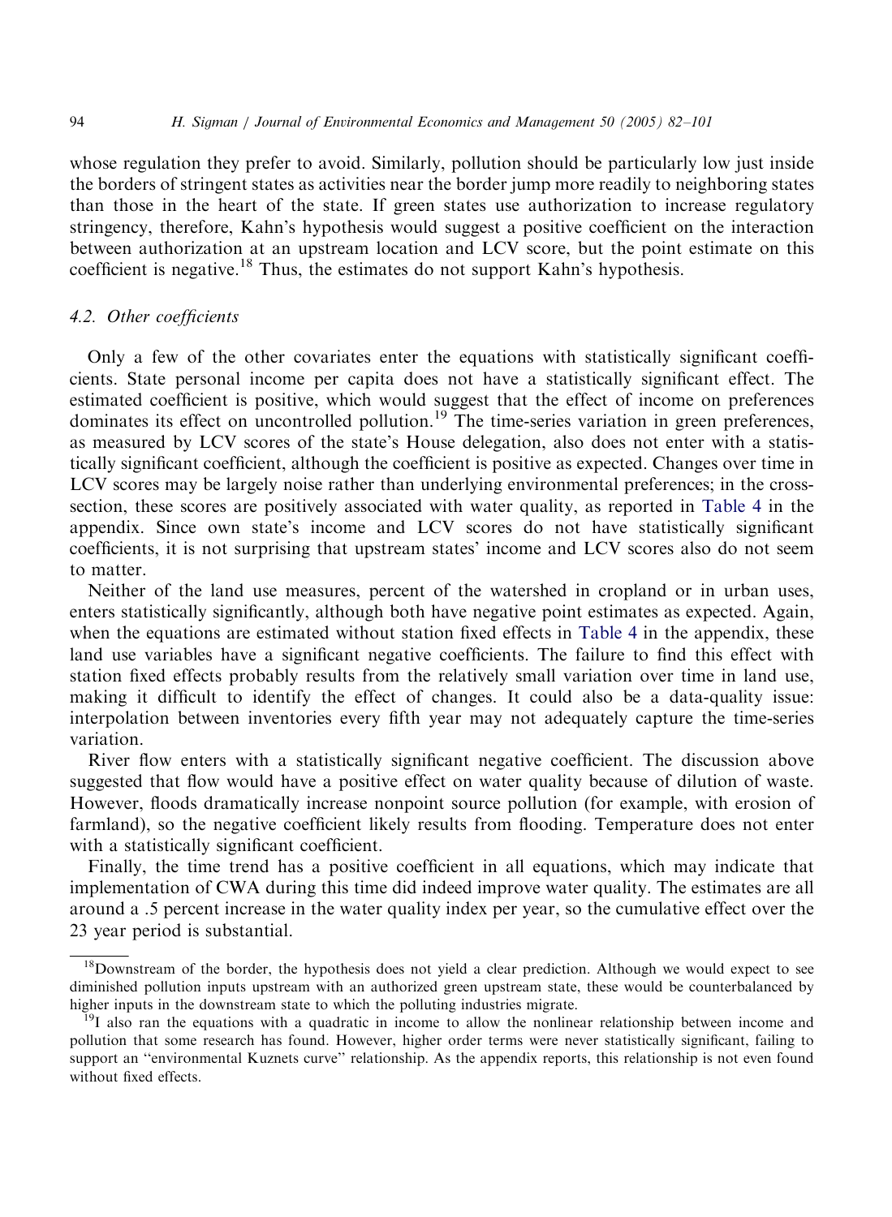whose regulation they prefer to avoid. Similarly, pollution should be particularly low just inside the borders of stringent states as activities near the border jump more readily to neighboring states than those in the heart of the state. If green states use authorization to increase regulatory stringency, therefore, Kahn's hypothesis would suggest a positive coefficient on the interaction between authorization at an upstream location and LCV score, but the point estimate on this coefficient is negative.[18] Thus, the estimates do not support Kahn's hypothesis.

### 4.2. Other coefficients

Only a few of the other covariates enter the equations with statistically significant coefficients. State personal income per capita does not have a statistically significant effect. The estimated coefficient is positive, which would suggest that the effect of income on preferences dominates its effect on uncontrolled pollution.[19] The time-series variation in green preferences, as measured by LCV scores of the state's House delegation, also does not enter with a statistically significant coefficient, although the coefficient is positive as expected. Changes over time in LCV scores may be largely noise rather than underlying environmental preferences; in the cross-section, these scores are positively associated with water quality, as reported in Table 4 in the appendix. Since own state's income and LCV scores do not have statistically significant coefficients, it is not surprising that upstream states' income and LCV scores also do not seem to matter.

Neither of the land use measures, percent of the watershed in cropland or in urban uses, enters statistically significantly, although both have negative point estimates as expected. Again, when the equations are estimated without station fixed effects in Table 4 in the appendix, these land use variables have a significant negative coefficients. The failure to find this effect with station fixed effects probably results from the relatively small variation over time in land use, making it difficult to identify the effect of changes. It could also be a data-quality issue: interpolation between inventories every fifth year may not adequately capture the time-series variation.

River flow enters with a statistically significant negative coefficient. The discussion above suggested that flow would have a positive effect on water quality because of dilution of waste. However, floods dramatically increase nonpoint source pollution (for example, with erosion of farmland), so the negative coefficient likely results from flooding. Temperature does not enter with a statistically significant coefficient.

Finally, the time trend has a positive coefficient in all equations, which may indicate that implementation of CWA during this time did indeed improve water quality. The estimates are all around a .5 percent increase in the water quality index per year, so the cumulative effect over the 23 year period is substantial.

---

[18] Downstream of the border, the hypothesis does not yield a clear prediction. Although we would expect to see diminished pollution inputs upstream with an authorized green upstream state, these would be counterbalanced by higher inputs in the downstream state to which the polluting industries migrate.

[19] I also ran the equations with a quadratic in income to allow the nonlinear relationship between income and pollution that some research has found. However, higher order terms were never statistically significant, failing to support an "environmental Kuznets curve" relationship. As the appendix reports, this relationship is not even found without fixed effects.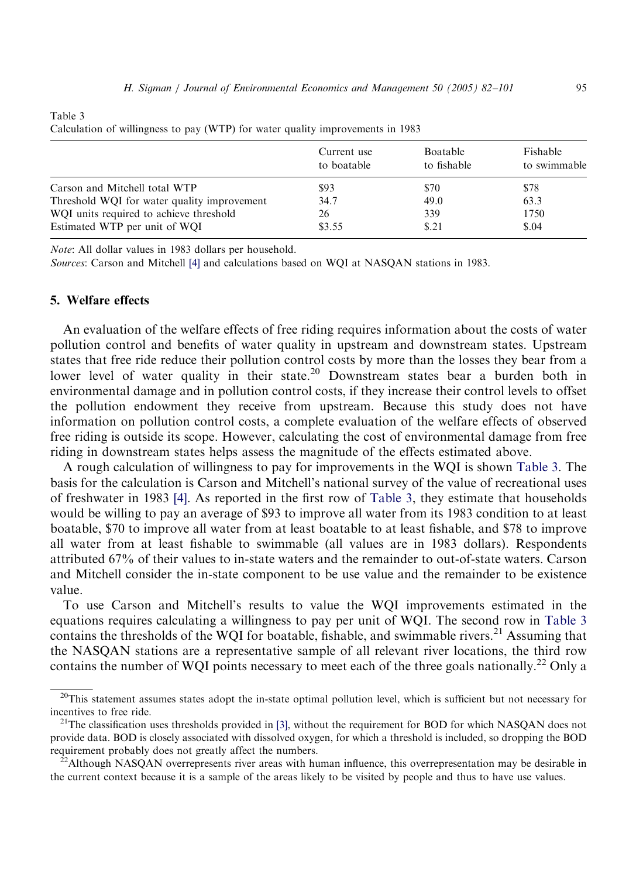Table 3
Calculation of willingness to pay (WTP) for water quality improvements in 1983

| | Current use to boatable | Boatable to fishable | Fishable to swimmable |
|---|---|---|---|
| Carson and Mitchell total WTP | \$93 | \$70 | \$78 |
| Threshold WQI for water quality improvement | 34.7 | 49.0 | 63.3 |
| WQI units required to achieve threshold | 26 | 339 | 1750 |
| Estimated WTP per unit of WQI | \$3.55 | \$.21 | \$.04 |

*Note*: All dollar values in 1983 dollars per household.

*Sources*: Carson and Mitchell [4] and calculations based on WQI at NASQAN stations in 1983.

## 5. Welfare effects

An evaluation of the welfare effects of free riding requires information about the costs of water pollution control and benefits of water quality in upstream and downstream states. Upstream states that free ride reduce their pollution control costs by more than the losses they bear from a lower level of water quality in their state.[20] Downstream states bear a burden both in environmental damage and in pollution control costs, if they increase their control levels to offset the pollution endowment they receive from upstream. Because this study does not have information on pollution control costs, a complete evaluation of the welfare effects of observed free riding is outside its scope. However, calculating the cost of environmental damage from free riding in downstream states helps assess the magnitude of the effects estimated above.

A rough calculation of willingness to pay for improvements in the WQI is shown Table 3. The basis for the calculation is Carson and Mitchell's national survey of the value of recreational uses of freshwater in 1983 [4]. As reported in the first row of Table 3, they estimate that households would be willing to pay an average of \$93 to improve all water from its 1983 condition to at least boatable, \$70 to improve all water from at least boatable to at least fishable, and \$78 to improve all water from at least fishable to swimmable (all values are in 1983 dollars). Respondents attributed 67% of their values to in-state waters and the remainder to out-of-state waters. Carson and Mitchell consider the in-state component to be use value and the remainder to be existence value.

To use Carson and Mitchell's results to value the WQI improvements estimated in the equations requires calculating a willingness to pay per unit of WQI. The second row in Table 3 contains the thresholds of the WQI for boatable, fishable, and swimmable rivers.[21] Assuming that the NASQAN stations are a representative sample of all relevant river locations, the third row contains the number of WQI points necessary to meet each of the three goals nationally.[22] Only a

[20] This statement assumes states adopt the in-state optimal pollution level, which is sufficient but not necessary for incentives to free ride.

[21] The classification uses thresholds provided in [3], without the requirement for BOD for which NASQAN does not provide data. BOD is closely associated with dissolved oxygen, for which a threshold is included, so dropping the BOD requirement probably does not greatly affect the numbers.

[22] Although NASQAN overrepresents river areas with human influence, this overrepresentation may be desirable in the current context because it is a sample of the areas likely to be visited by people and thus to have use values.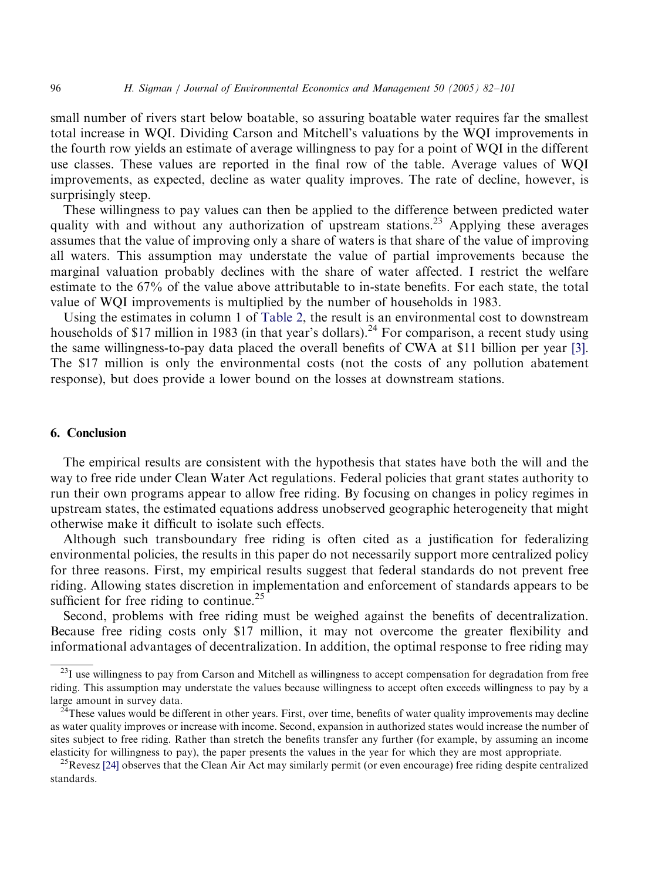small number of rivers start below boatable, so assuring boatable water requires far the smallest total increase in WQI. Dividing Carson and Mitchell's valuations by the WQI improvements in the fourth row yields an estimate of average willingness to pay for a point of WQI in the different use classes. These values are reported in the final row of the table. Average values of WQI improvements, as expected, decline as water quality improves. The rate of decline, however, is surprisingly steep.

These willingness to pay values can then be applied to the difference between predicted water quality with and without any authorization of upstream stations.[23] Applying these averages assumes that the value of improving only a share of waters is that share of the value of improving all waters. This assumption may understate the value of partial improvements because the marginal valuation probably declines with the share of water affected. I restrict the welfare estimate to the 67% of the value above attributable to in-state benefits. For each state, the total value of WQI improvements is multiplied by the number of households in 1983.

Using the estimates in column 1 of Table 2, the result is an environmental cost to downstream households of \$17 million in 1983 (in that year's dollars).[24] For comparison, a recent study using the same willingness-to-pay data placed the overall benefits of CWA at \$11 billion per year [3]. The \$17 million is only the environmental costs (not the costs of any pollution abatement response), but does provide a lower bound on the losses at downstream stations.

## 6. Conclusion

The empirical results are consistent with the hypothesis that states have both the will and the way to free ride under Clean Water Act regulations. Federal policies that grant states authority to run their own programs appear to allow free riding. By focusing on changes in policy regimes in upstream states, the estimated equations address unobserved geographic heterogeneity that might otherwise make it difficult to isolate such effects.

Although such transboundary free riding is often cited as a justification for federalizing environmental policies, the results in this paper do not necessarily support more centralized policy for three reasons. First, my empirical results suggest that federal standards do not prevent free riding. Allowing states discretion in implementation and enforcement of standards appears to be sufficient for free riding to continue.[25]

Second, problems with free riding must be weighed against the benefits of decentralization. Because free riding costs only \$17 million, it may not overcome the greater flexibility and informational advantages of decentralization. In addition, the optimal response to free riding may

---

[23] I use willingness to pay from Carson and Mitchell as willingness to accept compensation for degradation from free riding. This assumption may understate the values because willingness to accept often exceeds willingness to pay by a large amount in survey data.

[24] These values would be different in other years. First, over time, benefits of water quality improvements may decline as water quality improves or increase with income. Second, expansion in authorized states would increase the number of sites subject to free riding. Rather than stretch the benefits transfer any further (for example, by assuming an income elasticity for willingness to pay), the paper presents the values in the year for which they are most appropriate.

[25] Revesz [24] observes that the Clean Air Act may similarly permit (or even encourage) free riding despite centralized standards.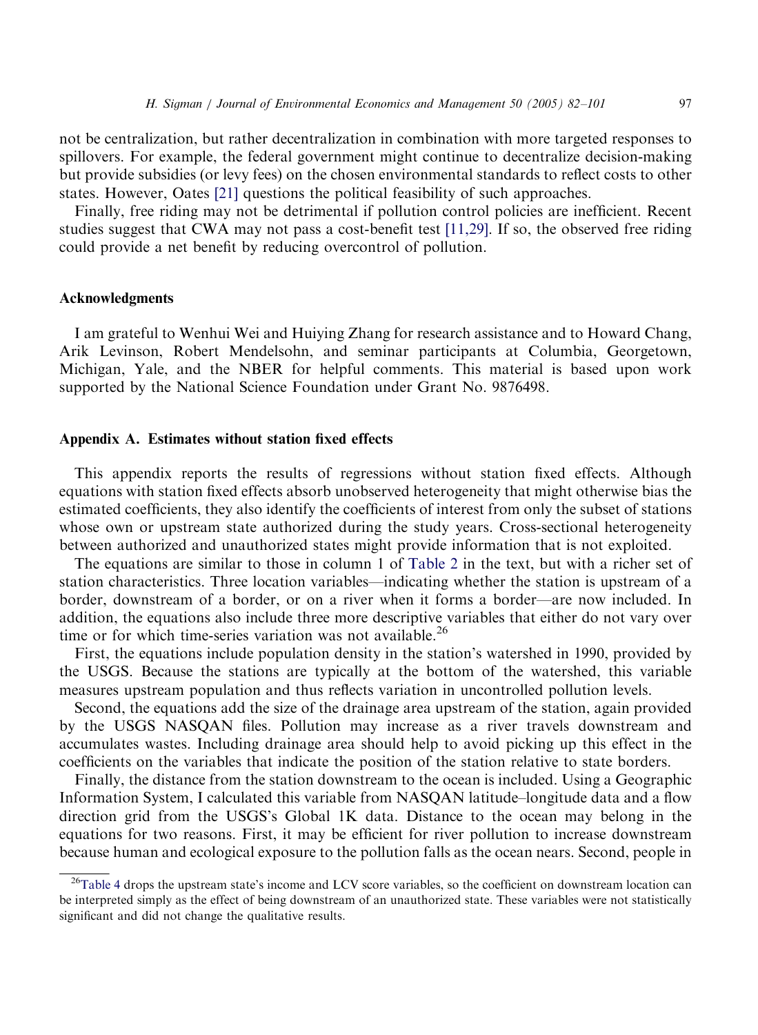not be centralization, but rather decentralization in combination with more targeted responses to spillovers. For example, the federal government might continue to decentralize decision-making but provide subsidies (or levy fees) on the chosen environmental standards to reflect costs to other states. However, Oates [21] questions the political feasibility of such approaches.

Finally, free riding may not be detrimental if pollution control policies are inefficient. Recent studies suggest that CWA may not pass a cost-benefit test [11,29]. If so, the observed free riding could provide a net benefit by reducing overcontrol of pollution.

## Acknowledgments

I am grateful to Wenhui Wei and Huiying Zhang for research assistance and to Howard Chang, Arik Levinson, Robert Mendelsohn, and seminar participants at Columbia, Georgetown, Michigan, Yale, and the NBER for helpful comments. This material is based upon work supported by the National Science Foundation under Grant No. 9876498.

## Appendix A. Estimates without station fixed effects

This appendix reports the results of regressions without station fixed effects. Although equations with station fixed effects absorb unobserved heterogeneity that might otherwise bias the estimated coefficients, they also identify the coefficients of interest from only the subset of stations whose own or upstream state authorized during the study years. Cross-sectional heterogeneity between authorized and unauthorized states might provide information that is not exploited.

The equations are similar to those in column 1 of Table 2 in the text, but with a richer set of station characteristics. Three location variables—indicating whether the station is upstream of a border, downstream of a border, or on a river when it forms a border—are now included. In addition, the equations also include three more descriptive variables that either do not vary over time or for which time-series variation was not available.[26]

First, the equations include population density in the station's watershed in 1990, provided by the USGS. Because the stations are typically at the bottom of the watershed, this variable measures upstream population and thus reflects variation in uncontrolled pollution levels.

Second, the equations add the size of the drainage area upstream of the station, again provided by the USGS NASQAN files. Pollution may increase as a river travels downstream and accumulates wastes. Including drainage area should help to avoid picking up this effect in the coefficients on the variables that indicate the position of the station relative to state borders.

Finally, the distance from the station downstream to the ocean is included. Using a Geographic Information System, I calculated this variable from NASQAN latitude–longitude data and a flow direction grid from the USGS's Global 1K data. Distance to the ocean may belong in the equations for two reasons. First, it may be efficient for river pollution to increase downstream because human and ecological exposure to the pollution falls as the ocean nears. Second, people in

[26] Table 4 drops the upstream state's income and LCV score variables, so the coefficient on downstream location can be interpreted simply as the effect of being downstream of an unauthorized state. These variables were not statistically significant and did not change the qualitative results.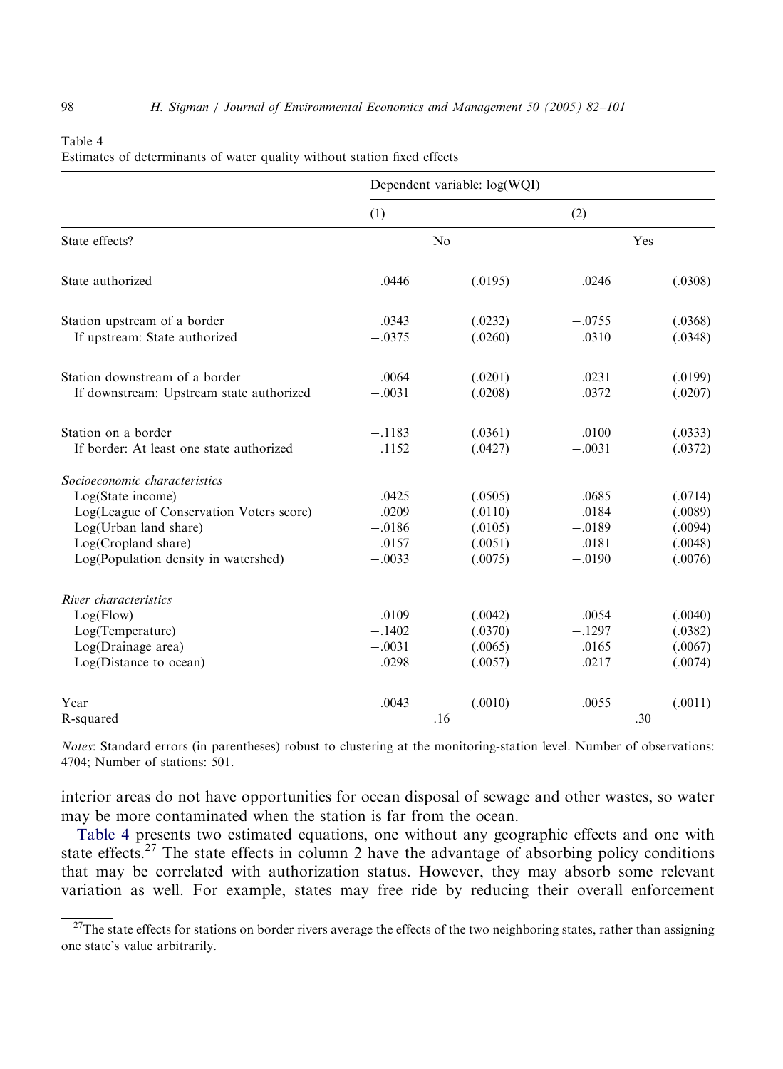Table 4
Estimates of determinants of water quality without station fixed effects

| | Dependent variable: log(WQI) | | | |
|---|---|---|---|---|
| | (1) | | (2) | |
| State effects? | No | | Yes | |
| State authorized | .0446 | (.0195) | .0246 | (.0308) |
| Station upstream of a border | .0343 | (.0232) | −.0755 | (.0368) |
| If upstream: State authorized | −.0375 | (.0260) | .0310 | (.0348) |
| Station downstream of a border | .0064 | (.0201) | −.0231 | (.0199) |
| If downstream: Upstream state authorized | −.0031 | (.0208) | .0372 | (.0207) |
| Station on a border | −.1183 | (.0361) | .0100 | (.0333) |
| If border: At least one state authorized | .1152 | (.0427) | −.0031 | (.0372) |
| *Socioeconomic characteristics* | | | | |
| Log(State income) | −.0425 | (.0505) | −.0685 | (.0714) |
| Log(League of Conservation Voters score) | .0209 | (.0110) | .0184 | (.0089) |
| Log(Urban land share) | −.0186 | (.0105) | −.0189 | (.0094) |
| Log(Cropland share) | −.0157 | (.0051) | −.0181 | (.0048) |
| Log(Population density in watershed) | −.0033 | (.0075) | −.0190 | (.0076) |
| *River characteristics* | | | | |
| Log(Flow) | .0109 | (.0042) | −.0054 | (.0040) |
| Log(Temperature) | −.1402 | (.0370) | −.1297 | (.0382) |
| Log(Drainage area) | −.0031 | (.0065) | .0165 | (.0067) |
| Log(Distance to ocean) | −.0298 | (.0057) | −.0217 | (.0074) |
| Year | .0043 | (.0010) | .0055 | (.0011) |
| R-squared | .16 | | .30 | |

*Notes*: Standard errors (in parentheses) robust to clustering at the monitoring-station level. Number of observations: 4704; Number of stations: 501.

interior areas do not have opportunities for ocean disposal of sewage and other wastes, so water may be more contaminated when the station is far from the ocean.

Table 4 presents two estimated equations, one without any geographic effects and one with state effects.[27] The state effects in column 2 have the advantage of absorbing policy conditions that may be correlated with authorization status. However, they may absorb some relevant variation as well. For example, states may free ride by reducing their overall enforcement

[27] The state effects for stations on border rivers average the effects of the two neighboring states, rather than assigning one state's value arbitrarily.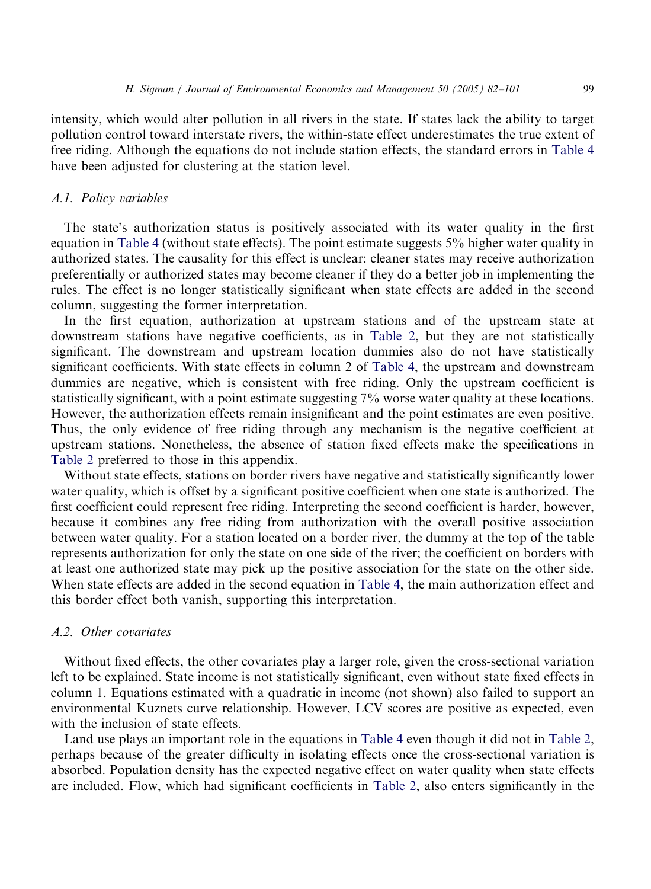intensity, which would alter pollution in all rivers in the state. If states lack the ability to target pollution control toward interstate rivers, the within-state effect underestimates the true extent of free riding. Although the equations do not include station effects, the standard errors in Table 4 have been adjusted for clustering at the station level.

### *A.1. Policy variables*

The state's authorization status is positively associated with its water quality in the first equation in Table 4 (without state effects). The point estimate suggests 5% higher water quality in authorized states. The causality for this effect is unclear: cleaner states may receive authorization preferentially or authorized states may become cleaner if they do a better job in implementing the rules. The effect is no longer statistically significant when state effects are added in the second column, suggesting the former interpretation.

In the first equation, authorization at upstream stations and of the upstream state at downstream stations have negative coefficients, as in Table 2, but they are not statistically significant. The downstream and upstream location dummies also do not have statistically significant coefficients. With state effects in column 2 of Table 4, the upstream and downstream dummies are negative, which is consistent with free riding. Only the upstream coefficient is statistically significant, with a point estimate suggesting 7% worse water quality at these locations. However, the authorization effects remain insignificant and the point estimates are even positive. Thus, the only evidence of free riding through any mechanism is the negative coefficient at upstream stations. Nonetheless, the absence of station fixed effects make the specifications in Table 2 preferred to those in this appendix.

Without state effects, stations on border rivers have negative and statistically significantly lower water quality, which is offset by a significant positive coefficient when one state is authorized. The first coefficient could represent free riding. Interpreting the second coefficient is harder, however, because it combines any free riding from authorization with the overall positive association between water quality. For a station located on a border river, the dummy at the top of the table represents authorization for only the state on one side of the river; the coefficient on borders with at least one authorized state may pick up the positive association for the state on the other side. When state effects are added in the second equation in Table 4, the main authorization effect and this border effect both vanish, supporting this interpretation.

### *A.2. Other covariates*

Without fixed effects, the other covariates play a larger role, given the cross-sectional variation left to be explained. State income is not statistically significant, even without state fixed effects in column 1. Equations estimated with a quadratic in income (not shown) also failed to support an environmental Kuznets curve relationship. However, LCV scores are positive as expected, even with the inclusion of state effects.

Land use plays an important role in the equations in Table 4 even though it did not in Table 2, perhaps because of the greater difficulty in isolating effects once the cross-sectional variation is absorbed. Population density has the expected negative effect on water quality when state effects are included. Flow, which had significant coefficients in Table 2, also enters significantly in the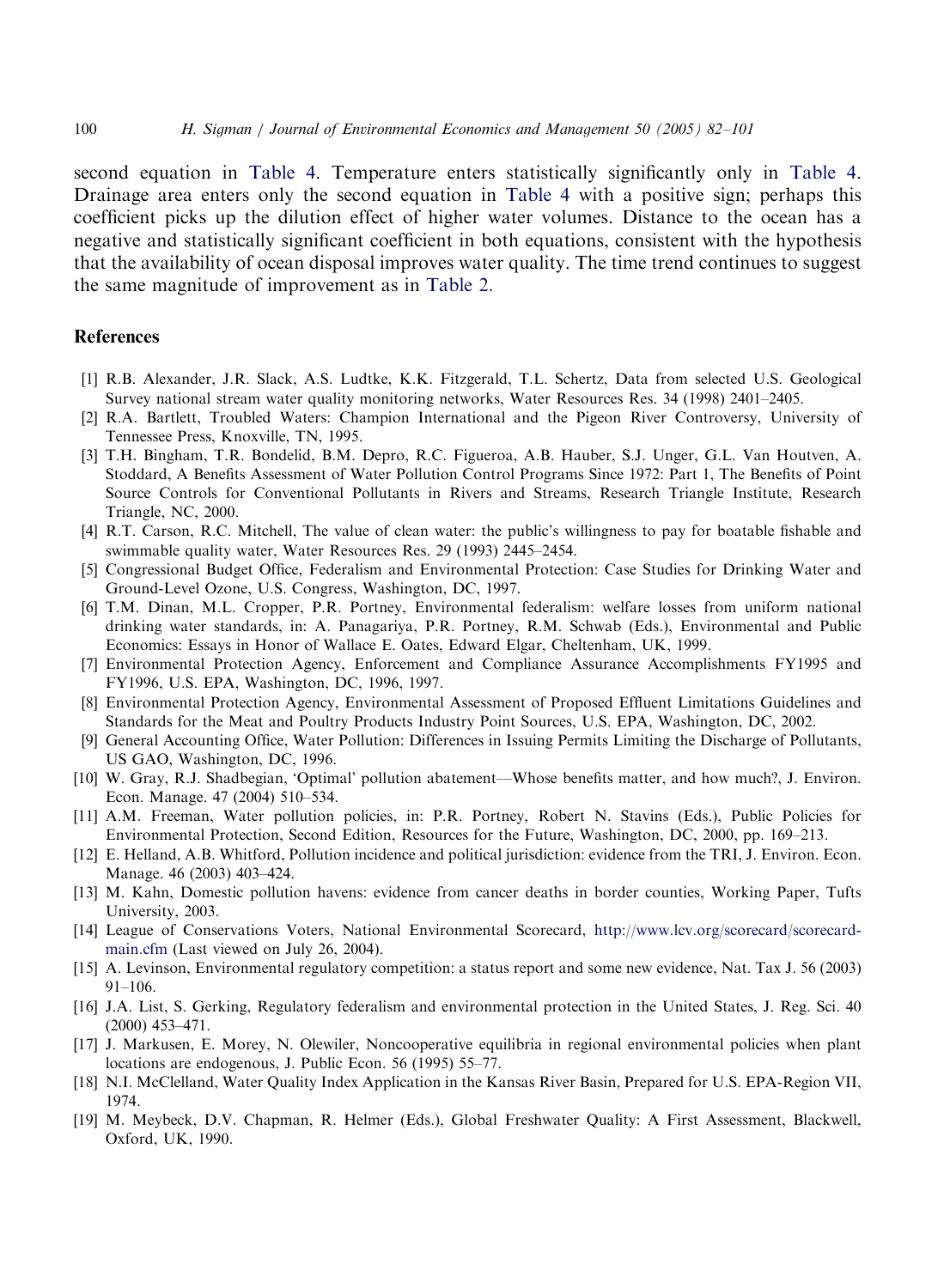second equation in Table 4. Temperature enters statistically significantly only in Table 4. Drainage area enters only the second equation in Table 4 with a positive sign; perhaps this coefficient picks up the dilution effect of higher water volumes. Distance to the ocean has a negative and statistically significant coefficient in both equations, consistent with the hypothesis that the availability of ocean disposal improves water quality. The time trend continues to suggest the same magnitude of improvement as in Table 2.

## References

[1] R.B. Alexander, J.R. Slack, A.S. Ludtke, K.K. Fitzgerald, T.L. Schertz, Data from selected U.S. Geological Survey national stream water quality monitoring networks, Water Resources Res. 34 (1998) 2401–2405.

[2] R.A. Bartlett, Troubled Waters: Champion International and the Pigeon River Controversy, University of Tennessee Press, Knoxville, TN, 1995.

[3] T.H. Bingham, T.R. Bondelid, B.M. Depro, R.C. Figueroa, A.B. Hauber, S.J. Unger, G.L. Van Houtven, A. Stoddard, A Benefits Assessment of Water Pollution Control Programs Since 1972: Part 1, The Benefits of Point Source Controls for Conventional Pollutants in Rivers and Streams, Research Triangle Institute, Research Triangle, NC, 2000.

[4] R.T. Carson, R.C. Mitchell, The value of clean water: the public's willingness to pay for boatable fishable and swimmable quality water, Water Resources Res. 29 (1993) 2445–2454.

[5] Congressional Budget Office, Federalism and Environmental Protection: Case Studies for Drinking Water and Ground-Level Ozone, U.S. Congress, Washington, DC, 1997.

[6] T.M. Dinan, M.L. Cropper, P.R. Portney, Environmental federalism: welfare losses from uniform national drinking water standards, in: A. Panagariya, P.R. Portney, R.M. Schwab (Eds.), Environmental and Public Economics: Essays in Honor of Wallace E. Oates, Edward Elgar, Cheltenham, UK, 1999.

[7] Environmental Protection Agency, Enforcement and Compliance Assurance Accomplishments FY1995 and FY1996, U.S. EPA, Washington, DC, 1996, 1997.

[8] Environmental Protection Agency, Environmental Assessment of Proposed Effluent Limitations Guidelines and Standards for the Meat and Poultry Products Industry Point Sources, U.S. EPA, Washington, DC, 2002.

[9] General Accounting Office, Water Pollution: Differences in Issuing Permits Limiting the Discharge of Pollutants, US GAO, Washington, DC, 1996.

[10] W. Gray, R.J. Shadbegian, 'Optimal' pollution abatement—Whose benefits matter, and how much?, J. Environ. Econ. Manage. 47 (2004) 510–534.

[11] A.M. Freeman, Water pollution policies, in: P.R. Portney, Robert N. Stavins (Eds.), Public Policies for Environmental Protection, Second Edition, Resources for the Future, Washington, DC, 2000, pp. 169–213.

[12] E. Helland, A.B. Whitford, Pollution incidence and political jurisdiction: evidence from the TRI, J. Environ. Econ. Manage. 46 (2003) 403–424.

[13] M. Kahn, Domestic pollution havens: evidence from cancer deaths in border counties, Working Paper, Tufts University, 2003.

[14] League of Conservations Voters, National Environmental Scorecard, http://www.lcv.org/scorecard/scorecard-main.cfm (Last viewed on July 26, 2004).

[15] A. Levinson, Environmental regulatory competition: a status report and some new evidence, Nat. Tax J. 56 (2003) 91–106.

[16] J.A. List, S. Gerking, Regulatory federalism and environmental protection in the United States, J. Reg. Sci. 40 (2000) 453–471.

[17] J. Markusen, E. Morey, N. Olewiler, Noncooperative equilibria in regional environmental policies when plant locations are endogenous, J. Public Econ. 56 (1995) 55–77.

[18] N.I. McClelland, Water Quality Index Application in the Kansas River Basin, Prepared for U.S. EPA-Region VII, 1974.

[19] M. Meybeck, D.V. Chapman, R. Helmer (Eds.), Global Freshwater Quality: A First Assessment, Blackwell, Oxford, UK, 1990.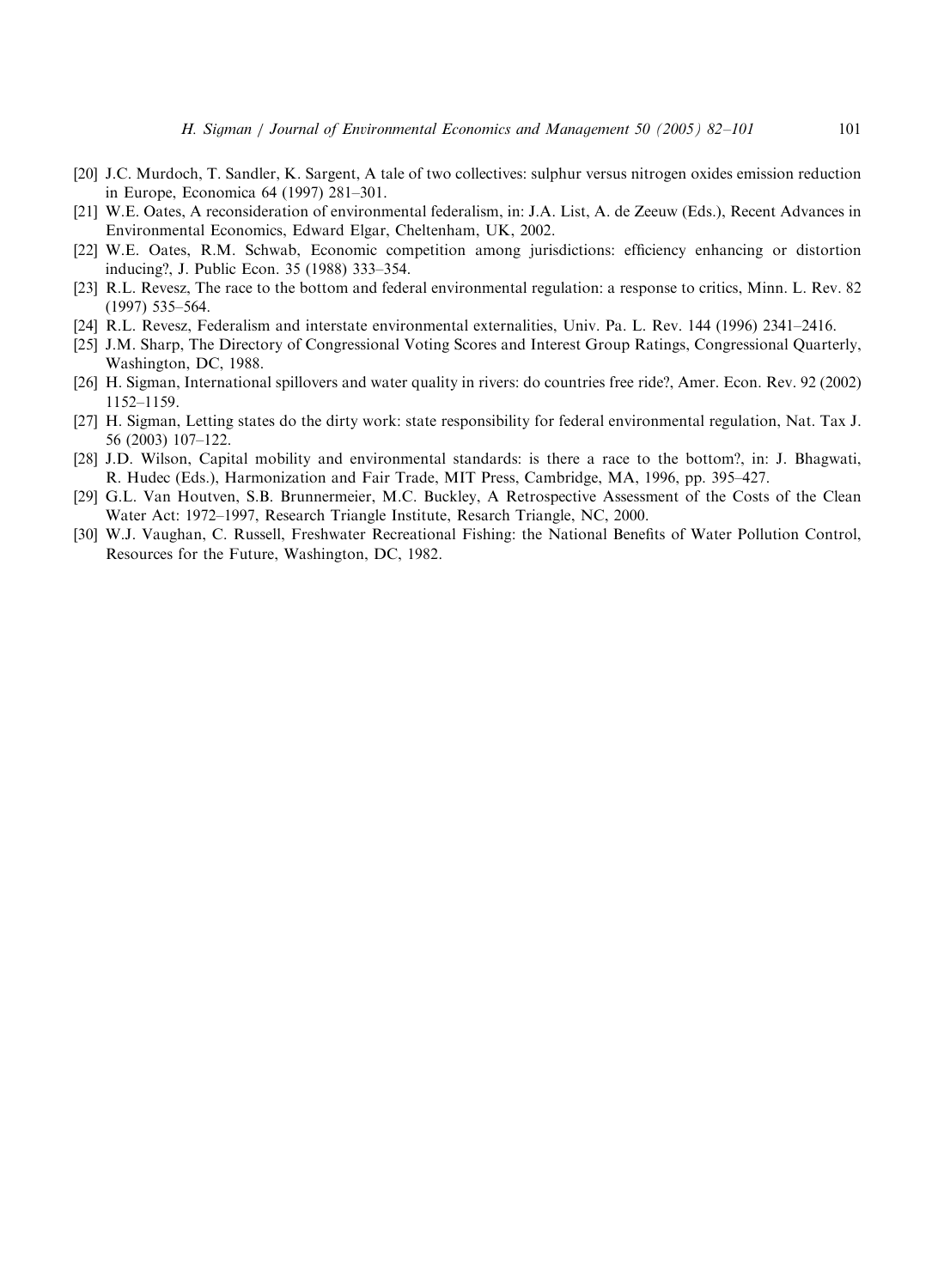[20] J.C. Murdoch, T. Sandler, K. Sargent, A tale of two collectives: sulphur versus nitrogen oxides emission reduction in Europe, Economica 64 (1997) 281–301.

[21] W.E. Oates, A reconsideration of environmental federalism, in: J.A. List, A. de Zeeuw (Eds.), Recent Advances in Environmental Economics, Edward Elgar, Cheltenham, UK, 2002.

[22] W.E. Oates, R.M. Schwab, Economic competition among jurisdictions: efficiency enhancing or distortion inducing?, J. Public Econ. 35 (1988) 333–354.

[23] R.L. Revesz, The race to the bottom and federal environmental regulation: a response to critics, Minn. L. Rev. 82 (1997) 535–564.

[24] R.L. Revesz, Federalism and interstate environmental externalities, Univ. Pa. L. Rev. 144 (1996) 2341–2416.

[25] J.M. Sharp, The Directory of Congressional Voting Scores and Interest Group Ratings, Congressional Quarterly, Washington, DC, 1988.

[26] H. Sigman, International spillovers and water quality in rivers: do countries free ride?, Amer. Econ. Rev. 92 (2002) 1152–1159.

[27] H. Sigman, Letting states do the dirty work: state responsibility for federal environmental regulation, Nat. Tax J. 56 (2003) 107–122.

[28] J.D. Wilson, Capital mobility and environmental standards: is there a race to the bottom?, in: J. Bhagwati, R. Hudec (Eds.), Harmonization and Fair Trade, MIT Press, Cambridge, MA, 1996, pp. 395–427.

[29] G.L. Van Houtven, S.B. Brunnermeier, M.C. Buckley, A Retrospective Assessment of the Costs of the Clean Water Act: 1972–1997, Research Triangle Institute, Resarch Triangle, NC, 2000.

[30] W.J. Vaughan, C. Russell, Freshwater Recreational Fishing: the National Benefits of Water Pollution Control, Resources for the Future, Washington, DC, 1982.